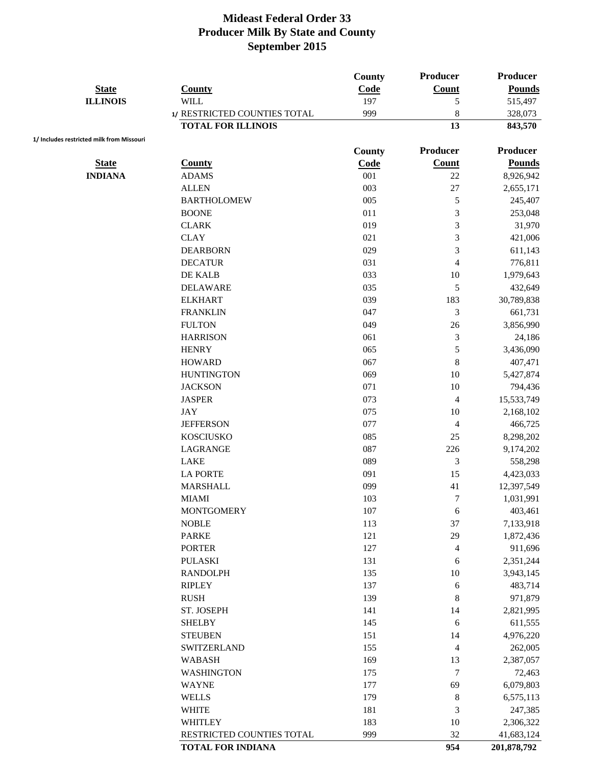# Mideast Federal Order 33
# Producer Milk By State and County
# September 2015

| State | County | County Code | Producer Count | Producer Pounds |
|---|---|---|---|---|
| ILLINOIS | WILL | 197 | 5 | 515,497 |
| | 1/ RESTRICTED COUNTIES TOTAL | 999 | 8 | 328,073 |
| | **TOTAL FOR ILLINOIS** | | **13** | **843,570** |

1/ Includes restricted milk from Missouri

| State | County | County Code | Producer Count | Producer Pounds |
|---|---|---|---|---|
| INDIANA | ADAMS | 001 | 22 | 8,926,942 |
| | ALLEN | 003 | 27 | 2,655,171 |
| | BARTHOLOMEW | 005 | 5 | 245,407 |
| | BOONE | 011 | 3 | 253,048 |
| | CLARK | 019 | 3 | 31,970 |
| | CLAY | 021 | 3 | 421,006 |
| | DEARBORN | 029 | 3 | 611,143 |
| | DECATUR | 031 | 4 | 776,811 |
| | DE KALB | 033 | 10 | 1,979,643 |
| | DELAWARE | 035 | 5 | 432,649 |
| | ELKHART | 039 | 183 | 30,789,838 |
| | FRANKLIN | 047 | 3 | 661,731 |
| | FULTON | 049 | 26 | 3,856,990 |
| | HARRISON | 061 | 3 | 24,186 |
| | HENRY | 065 | 5 | 3,436,090 |
| | HOWARD | 067 | 8 | 407,471 |
| | HUNTINGTON | 069 | 10 | 5,427,874 |
| | JACKSON | 071 | 10 | 794,436 |
| | JASPER | 073 | 4 | 15,533,749 |
| | JAY | 075 | 10 | 2,168,102 |
| | JEFFERSON | 077 | 4 | 466,725 |
| | KOSCIUSKO | 085 | 25 | 8,298,202 |
| | LAGRANGE | 087 | 226 | 9,174,202 |
| | LAKE | 089 | 3 | 558,298 |
| | LA PORTE | 091 | 15 | 4,423,033 |
| | MARSHALL | 099 | 41 | 12,397,549 |
| | MIAMI | 103 | 7 | 1,031,991 |
| | MONTGOMERY | 107 | 6 | 403,461 |
| | NOBLE | 113 | 37 | 7,133,918 |
| | PARKE | 121 | 29 | 1,872,436 |
| | PORTER | 127 | 4 | 911,696 |
| | PULASKI | 131 | 6 | 2,351,244 |
| | RANDOLPH | 135 | 10 | 3,943,145 |
| | RIPLEY | 137 | 6 | 483,714 |
| | RUSH | 139 | 8 | 971,879 |
| | ST. JOSEPH | 141 | 14 | 2,821,995 |
| | SHELBY | 145 | 6 | 611,555 |
| | STEUBEN | 151 | 14 | 4,976,220 |
| | SWITZERLAND | 155 | 4 | 262,005 |
| | WABASH | 169 | 13 | 2,387,057 |
| | WASHINGTON | 175 | 7 | 72,463 |
| | WAYNE | 177 | 69 | 6,079,803 |
| | WELLS | 179 | 8 | 6,575,113 |
| | WHITE | 181 | 3 | 247,385 |
| | WHITLEY | 183 | 10 | 2,306,322 |
| | RESTRICTED COUNTIES TOTAL | 999 | 32 | 41,683,124 |
| | **TOTAL FOR INDIANA** | | **954** | **201,878,792** |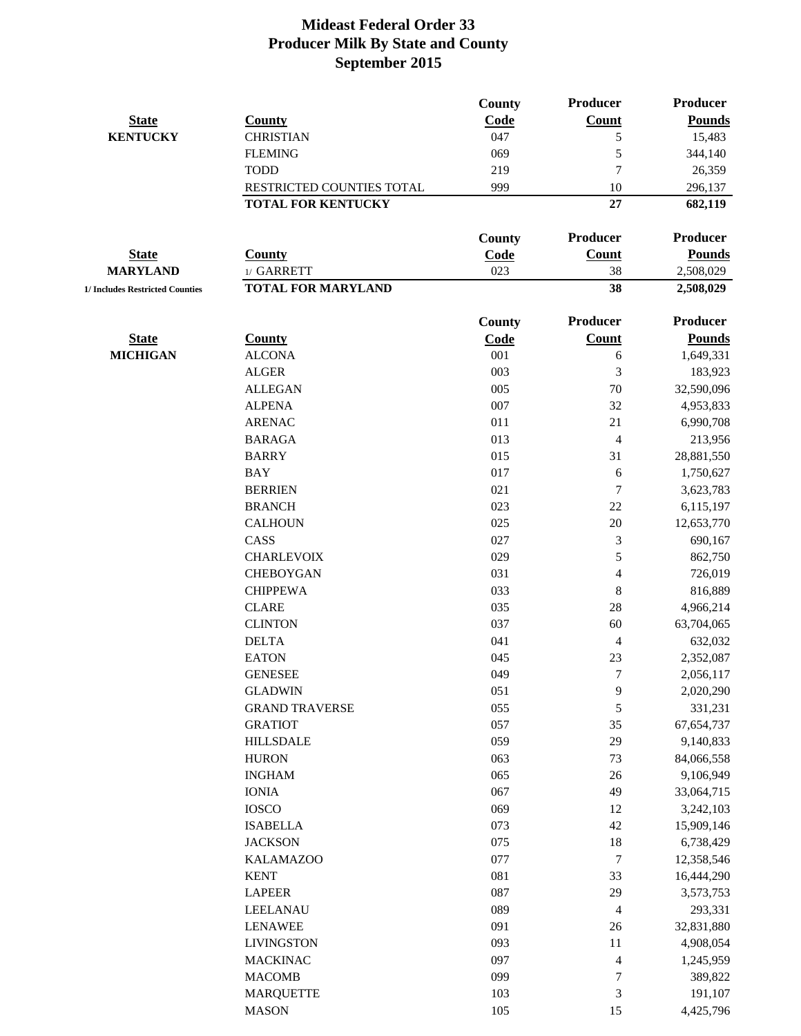# Mideast Federal Order 33
## Producer Milk By State and County
## September 2015

| State | County | County Code | Producer Count | Producer Pounds |
|---|---|---|---|---|
| **KENTUCKY** | CHRISTIAN | 047 | 5 | 15,483 |
| | FLEMING | 069 | 5 | 344,140 |
| | TODD | 219 | 7 | 26,359 |
| | RESTRICTED COUNTIES TOTAL | 999 | 10 | 296,137 |
| | **TOTAL FOR KENTUCKY** | | **27** | **682,119** |

| State | County | County Code | Producer Count | Producer Pounds |
|---|---|---|---|---|
| **MARYLAND** | 1/ GARRETT | 023 | 38 | 2,508,029 |
| **1/ Includes Restricted Counties** | **TOTAL FOR MARYLAND** | | **38** | **2,508,029** |

| State | County | County Code | Producer Count | Producer Pounds |
|---|---|---|---|---|
| **MICHIGAN** | ALCONA | 001 | 6 | 1,649,331 |
| | ALGER | 003 | 3 | 183,923 |
| | ALLEGAN | 005 | 70 | 32,590,096 |
| | ALPENA | 007 | 32 | 4,953,833 |
| | ARENAC | 011 | 21 | 6,990,708 |
| | BARAGA | 013 | 4 | 213,956 |
| | BARRY | 015 | 31 | 28,881,550 |
| | BAY | 017 | 6 | 1,750,627 |
| | BERRIEN | 021 | 7 | 3,623,783 |
| | BRANCH | 023 | 22 | 6,115,197 |
| | CALHOUN | 025 | 20 | 12,653,770 |
| | CASS | 027 | 3 | 690,167 |
| | CHARLEVOIX | 029 | 5 | 862,750 |
| | CHEBOYGAN | 031 | 4 | 726,019 |
| | CHIPPEWA | 033 | 8 | 816,889 |
| | CLARE | 035 | 28 | 4,966,214 |
| | CLINTON | 037 | 60 | 63,704,065 |
| | DELTA | 041 | 4 | 632,032 |
| | EATON | 045 | 23 | 2,352,087 |
| | GENESEE | 049 | 7 | 2,056,117 |
| | GLADWIN | 051 | 9 | 2,020,290 |
| | GRAND TRAVERSE | 055 | 5 | 331,231 |
| | GRATIOT | 057 | 35 | 67,654,737 |
| | HILLSDALE | 059 | 29 | 9,140,833 |
| | HURON | 063 | 73 | 84,066,558 |
| | INGHAM | 065 | 26 | 9,106,949 |
| | IONIA | 067 | 49 | 33,064,715 |
| | IOSCO | 069 | 12 | 3,242,103 |
| | ISABELLA | 073 | 42 | 15,909,146 |
| | JACKSON | 075 | 18 | 6,738,429 |
| | KALAMAZOO | 077 | 7 | 12,358,546 |
| | KENT | 081 | 33 | 16,444,290 |
| | LAPEER | 087 | 29 | 3,573,753 |
| | LEELANAU | 089 | 4 | 293,331 |
| | LENAWEE | 091 | 26 | 32,831,880 |
| | LIVINGSTON | 093 | 11 | 4,908,054 |
| | MACKINAC | 097 | 4 | 1,245,959 |
| | MACOMB | 099 | 7 | 389,822 |
| | MARQUETTE | 103 | 3 | 191,107 |
| | MASON | 105 | 15 | 4,425,796 |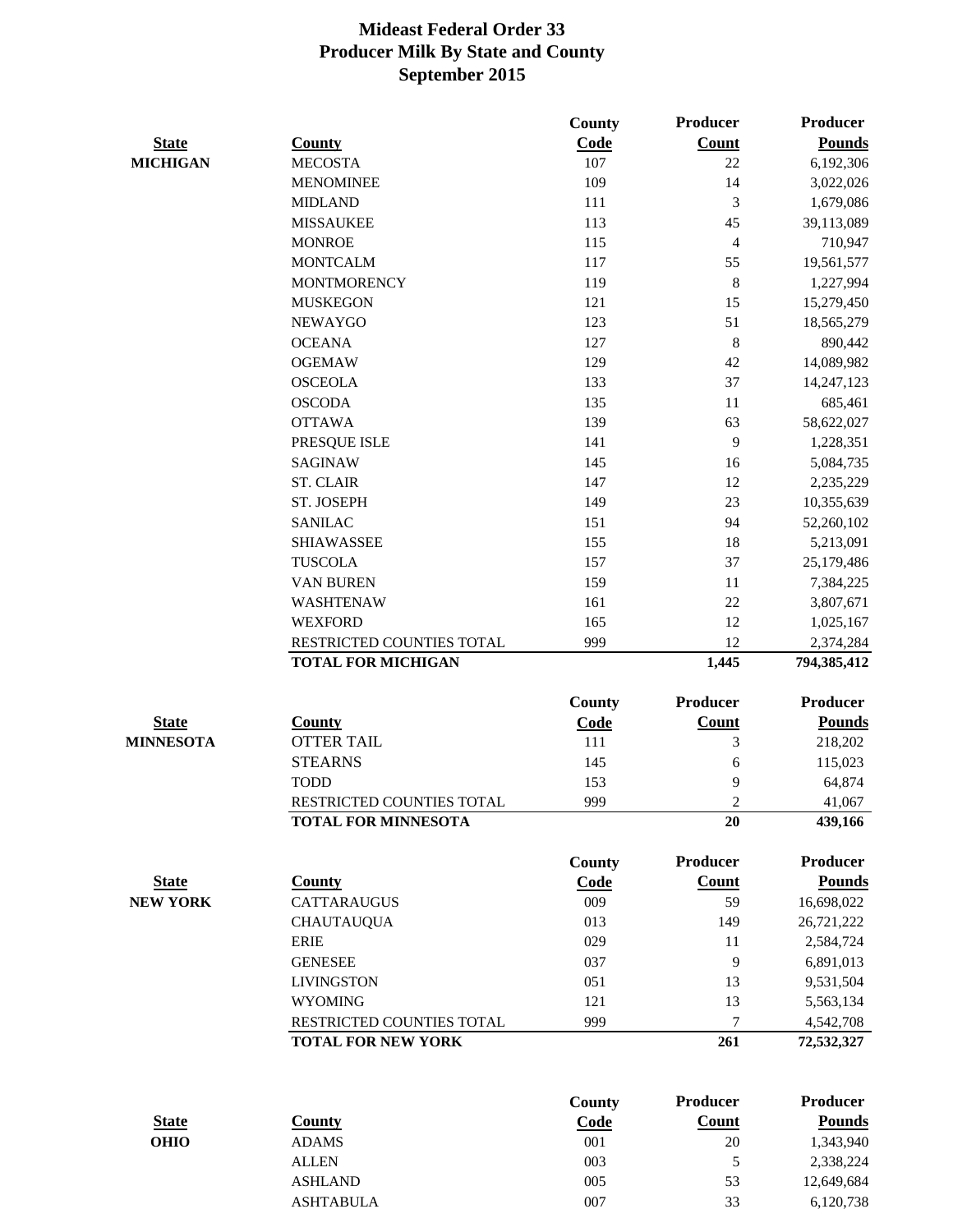# Mideast Federal Order 33
## Producer Milk By State and County
## September 2015

| State | County | County Code | Producer Count | Producer Pounds |
|---|---|---|---|---|
| MICHIGAN | MECOSTA | 107 | 22 | 6,192,306 |
| | MENOMINEE | 109 | 14 | 3,022,026 |
| | MIDLAND | 111 | 3 | 1,679,086 |
| | MISSAUKEE | 113 | 45 | 39,113,089 |
| | MONROE | 115 | 4 | 710,947 |
| | MONTCALM | 117 | 55 | 19,561,577 |
| | MONTMORENCY | 119 | 8 | 1,227,994 |
| | MUSKEGON | 121 | 15 | 15,279,450 |
| | NEWAYGO | 123 | 51 | 18,565,279 |
| | OCEANA | 127 | 8 | 890,442 |
| | OGEMAW | 129 | 42 | 14,089,982 |
| | OSCEOLA | 133 | 37 | 14,247,123 |
| | OSCODA | 135 | 11 | 685,461 |
| | OTTAWA | 139 | 63 | 58,622,027 |
| | PRESQUE ISLE | 141 | 9 | 1,228,351 |
| | SAGINAW | 145 | 16 | 5,084,735 |
| | ST. CLAIR | 147 | 12 | 2,235,229 |
| | ST. JOSEPH | 149 | 23 | 10,355,639 |
| | SANILAC | 151 | 94 | 52,260,102 |
| | SHIAWASSEE | 155 | 18 | 5,213,091 |
| | TUSCOLA | 157 | 37 | 25,179,486 |
| | VAN BUREN | 159 | 11 | 7,384,225 |
| | WASHTENAW | 161 | 22 | 3,807,671 |
| | WEXFORD | 165 | 12 | 1,025,167 |
| | RESTRICTED COUNTIES TOTAL | 999 | 12 | 2,374,284 |
| | **TOTAL FOR MICHIGAN** | | **1,445** | **794,385,412** |

| State | County | County Code | Producer Count | Producer Pounds |
|---|---|---|---|---|
| MINNESOTA | OTTER TAIL | 111 | 3 | 218,202 |
| | STEARNS | 145 | 6 | 115,023 |
| | TODD | 153 | 9 | 64,874 |
| | RESTRICTED COUNTIES TOTAL | 999 | 2 | 41,067 |
| | **TOTAL FOR MINNESOTA** | | **20** | **439,166** |

| State | County | County Code | Producer Count | Producer Pounds |
|---|---|---|---|---|
| NEW YORK | CATTARAUGUS | 009 | 59 | 16,698,022 |
| | CHAUTAUQUA | 013 | 149 | 26,721,222 |
| | ERIE | 029 | 11 | 2,584,724 |
| | GENESEE | 037 | 9 | 6,891,013 |
| | LIVINGSTON | 051 | 13 | 9,531,504 |
| | WYOMING | 121 | 13 | 5,563,134 |
| | RESTRICTED COUNTIES TOTAL | 999 | 7 | 4,542,708 |
| | **TOTAL FOR NEW YORK** | | **261** | **72,532,327** |

| State | County | County Code | Producer Count | Producer Pounds |
|---|---|---|---|---|
| OHIO | ADAMS | 001 | 20 | 1,343,940 |
| | ALLEN | 003 | 5 | 2,338,224 |
| | ASHLAND | 005 | 53 | 12,649,684 |
| | ASHTABULA | 007 | 33 | 6,120,738 |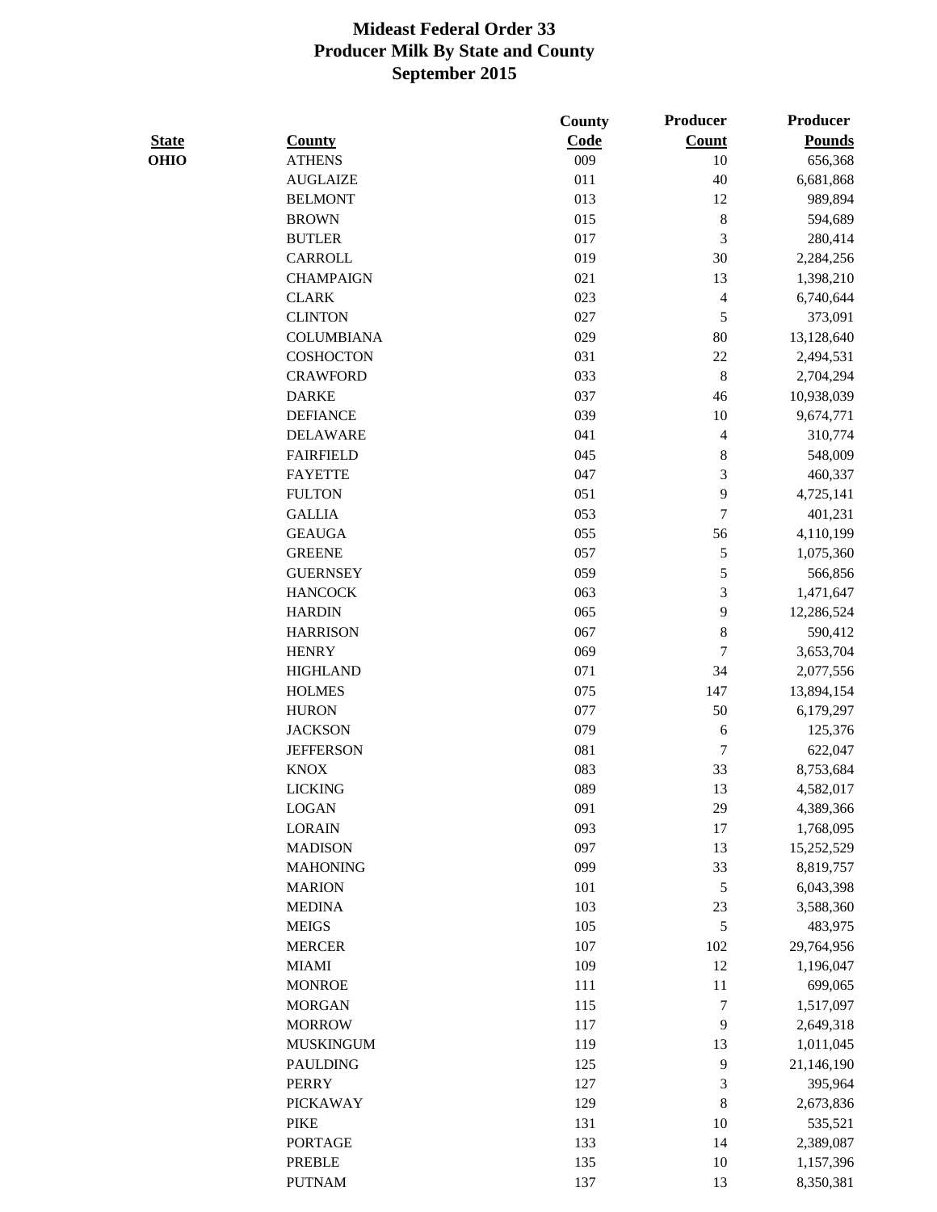# Mideast Federal Order 33
## Producer Milk By State and County
## September 2015

| State | County | County Code | Producer Count | Producer Pounds |
|---|---|---|---|---|
| OHIO | ATHENS | 009 | 10 | 656,368 |
| | AUGLAIZE | 011 | 40 | 6,681,868 |
| | BELMONT | 013 | 12 | 989,894 |
| | BROWN | 015 | 8 | 594,689 |
| | BUTLER | 017 | 3 | 280,414 |
| | CARROLL | 019 | 30 | 2,284,256 |
| | CHAMPAIGN | 021 | 13 | 1,398,210 |
| | CLARK | 023 | 4 | 6,740,644 |
| | CLINTON | 027 | 5 | 373,091 |
| | COLUMBIANA | 029 | 80 | 13,128,640 |
| | COSHOCTON | 031 | 22 | 2,494,531 |
| | CRAWFORD | 033 | 8 | 2,704,294 |
| | DARKE | 037 | 46 | 10,938,039 |
| | DEFIANCE | 039 | 10 | 9,674,771 |
| | DELAWARE | 041 | 4 | 310,774 |
| | FAIRFIELD | 045 | 8 | 548,009 |
| | FAYETTE | 047 | 3 | 460,337 |
| | FULTON | 051 | 9 | 4,725,141 |
| | GALLIA | 053 | 7 | 401,231 |
| | GEAUGA | 055 | 56 | 4,110,199 |
| | GREENE | 057 | 5 | 1,075,360 |
| | GUERNSEY | 059 | 5 | 566,856 |
| | HANCOCK | 063 | 3 | 1,471,647 |
| | HARDIN | 065 | 9 | 12,286,524 |
| | HARRISON | 067 | 8 | 590,412 |
| | HENRY | 069 | 7 | 3,653,704 |
| | HIGHLAND | 071 | 34 | 2,077,556 |
| | HOLMES | 075 | 147 | 13,894,154 |
| | HURON | 077 | 50 | 6,179,297 |
| | JACKSON | 079 | 6 | 125,376 |
| | JEFFERSON | 081 | 7 | 622,047 |
| | KNOX | 083 | 33 | 8,753,684 |
| | LICKING | 089 | 13 | 4,582,017 |
| | LOGAN | 091 | 29 | 4,389,366 |
| | LORAIN | 093 | 17 | 1,768,095 |
| | MADISON | 097 | 13 | 15,252,529 |
| | MAHONING | 099 | 33 | 8,819,757 |
| | MARION | 101 | 5 | 6,043,398 |
| | MEDINA | 103 | 23 | 3,588,360 |
| | MEIGS | 105 | 5 | 483,975 |
| | MERCER | 107 | 102 | 29,764,956 |
| | MIAMI | 109 | 12 | 1,196,047 |
| | MONROE | 111 | 11 | 699,065 |
| | MORGAN | 115 | 7 | 1,517,097 |
| | MORROW | 117 | 9 | 2,649,318 |
| | MUSKINGUM | 119 | 13 | 1,011,045 |
| | PAULDING | 125 | 9 | 21,146,190 |
| | PERRY | 127 | 3 | 395,964 |
| | PICKAWAY | 129 | 8 | 2,673,836 |
| | PIKE | 131 | 10 | 535,521 |
| | PORTAGE | 133 | 14 | 2,389,087 |
| | PREBLE | 135 | 10 | 1,157,396 |
| | PUTNAM | 137 | 13 | 8,350,381 |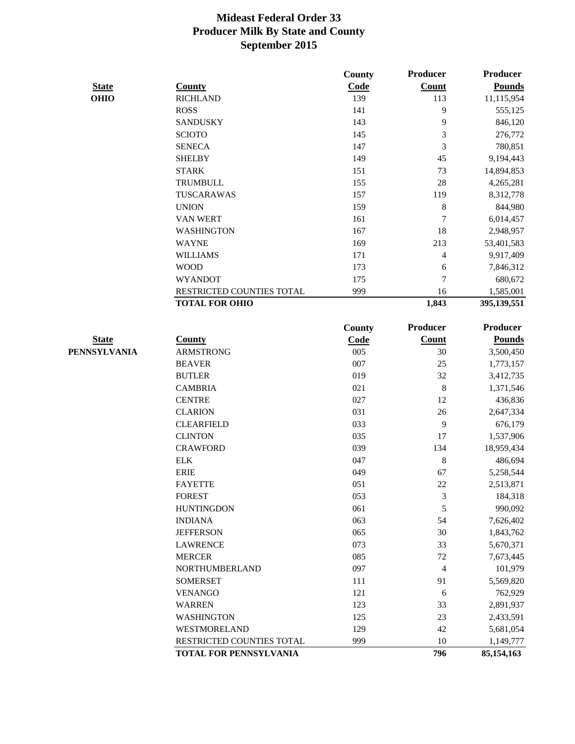# Mideast Federal Order 33
## Producer Milk By State and County
## September 2015

| State | County | County Code | Producer Count | Producer Pounds |
|---|---|---|---|---|
| **OHIO** | RICHLAND | 139 | 113 | 11,115,954 |
| | ROSS | 141 | 9 | 555,125 |
| | SANDUSKY | 143 | 9 | 846,120 |
| | SCIOTO | 145 | 3 | 276,772 |
| | SENECA | 147 | 3 | 780,851 |
| | SHELBY | 149 | 45 | 9,194,443 |
| | STARK | 151 | 73 | 14,894,853 |
| | TRUMBULL | 155 | 28 | 4,265,281 |
| | TUSCARAWAS | 157 | 119 | 8,312,778 |
| | UNION | 159 | 8 | 844,980 |
| | VAN WERT | 161 | 7 | 6,014,457 |
| | WASHINGTON | 167 | 18 | 2,948,957 |
| | WAYNE | 169 | 213 | 53,401,583 |
| | WILLIAMS | 171 | 4 | 9,917,409 |
| | WOOD | 173 | 6 | 7,846,312 |
| | WYANDOT | 175 | 7 | 680,672 |
| | RESTRICTED COUNTIES TOTAL | 999 | 16 | 1,585,001 |
| | **TOTAL FOR OHIO** | | **1,843** | **395,139,551** |

| State | County | County Code | Producer Count | Producer Pounds |
|---|---|---|---|---|
| **PENNSYLVANIA** | ARMSTRONG | 005 | 30 | 3,500,450 |
| | BEAVER | 007 | 25 | 1,773,157 |
| | BUTLER | 019 | 32 | 3,412,735 |
| | CAMBRIA | 021 | 8 | 1,371,546 |
| | CENTRE | 027 | 12 | 436,836 |
| | CLARION | 031 | 26 | 2,647,334 |
| | CLEARFIELD | 033 | 9 | 676,179 |
| | CLINTON | 035 | 17 | 1,537,906 |
| | CRAWFORD | 039 | 134 | 18,959,434 |
| | ELK | 047 | 8 | 486,694 |
| | ERIE | 049 | 67 | 5,258,544 |
| | FAYETTE | 051 | 22 | 2,513,871 |
| | FOREST | 053 | 3 | 184,318 |
| | HUNTINGDON | 061 | 5 | 990,092 |
| | INDIANA | 063 | 54 | 7,626,402 |
| | JEFFERSON | 065 | 30 | 1,843,762 |
| | LAWRENCE | 073 | 33 | 5,670,371 |
| | MERCER | 085 | 72 | 7,673,445 |
| | NORTHUMBERLAND | 097 | 4 | 101,979 |
| | SOMERSET | 111 | 91 | 5,569,820 |
| | VENANGO | 121 | 6 | 762,929 |
| | WARREN | 123 | 33 | 2,891,937 |
| | WASHINGTON | 125 | 23 | 2,433,591 |
| | WESTMORELAND | 129 | 42 | 5,681,054 |
| | RESTRICTED COUNTIES TOTAL | 999 | 10 | 1,149,777 |
| | **TOTAL FOR PENNSYLVANIA** | | **796** | **85,154,163** |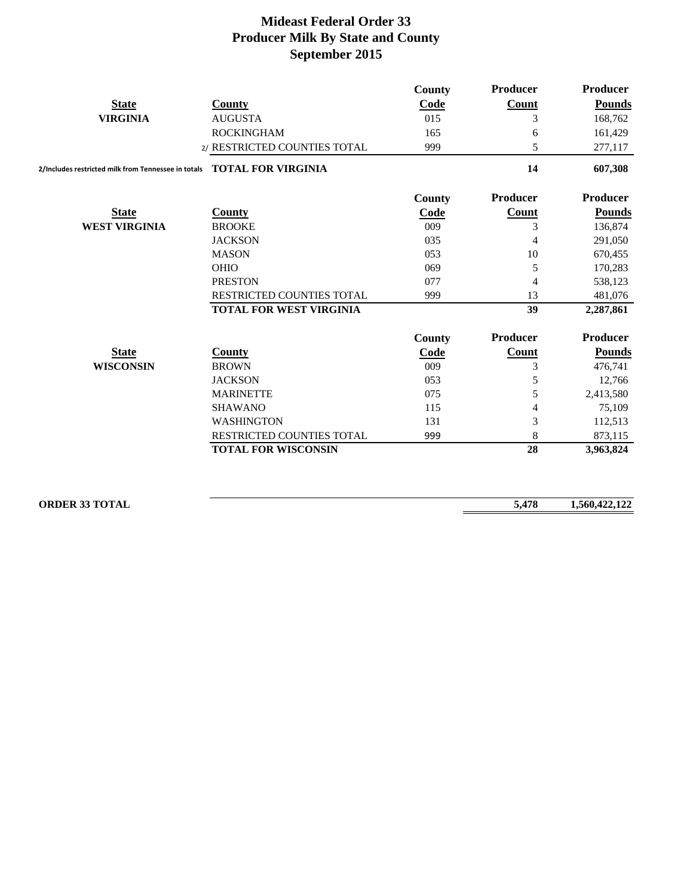# Mideast Federal Order 33
## Producer Milk By State and County
## September 2015

| State | County | County Code | Producer Count | Producer Pounds |
|---|---|---|---|---|
| VIRGINIA | AUGUSTA | 015 | 3 | 168,762 |
| | ROCKINGHAM | 165 | 6 | 161,429 |
| | 2/ RESTRICTED COUNTIES TOTAL | 999 | 5 | 277,117 |
| 2/Includes restricted milk from Tennessee in totals | **TOTAL FOR VIRGINIA** | | **14** | **607,308** |

| State | County | County Code | Producer Count | Producer Pounds |
|---|---|---|---|---|
| WEST VIRGINIA | BROOKE | 009 | 3 | 136,874 |
| | JACKSON | 035 | 4 | 291,050 |
| | MASON | 053 | 10 | 670,455 |
| | OHIO | 069 | 5 | 170,283 |
| | PRESTON | 077 | 4 | 538,123 |
| | RESTRICTED COUNTIES TOTAL | 999 | 13 | 481,076 |
| | **TOTAL FOR WEST VIRGINIA** | | **39** | **2,287,861** |

| State | County | County Code | Producer Count | Producer Pounds |
|---|---|---|---|---|
| WISCONSIN | BROWN | 009 | 3 | 476,741 |
| | JACKSON | 053 | 5 | 12,766 |
| | MARINETTE | 075 | 5 | 2,413,580 |
| | SHAWANO | 115 | 4 | 75,109 |
| | WASHINGTON | 131 | 3 | 112,513 |
| | RESTRICTED COUNTIES TOTAL | 999 | 8 | 873,115 |
| | **TOTAL FOR WISCONSIN** | | **28** | **3,963,824** |

| | | | | |
|---|---|---|---|---|
| **ORDER 33 TOTAL** | | | **5,478** | **1,560,422,122** |